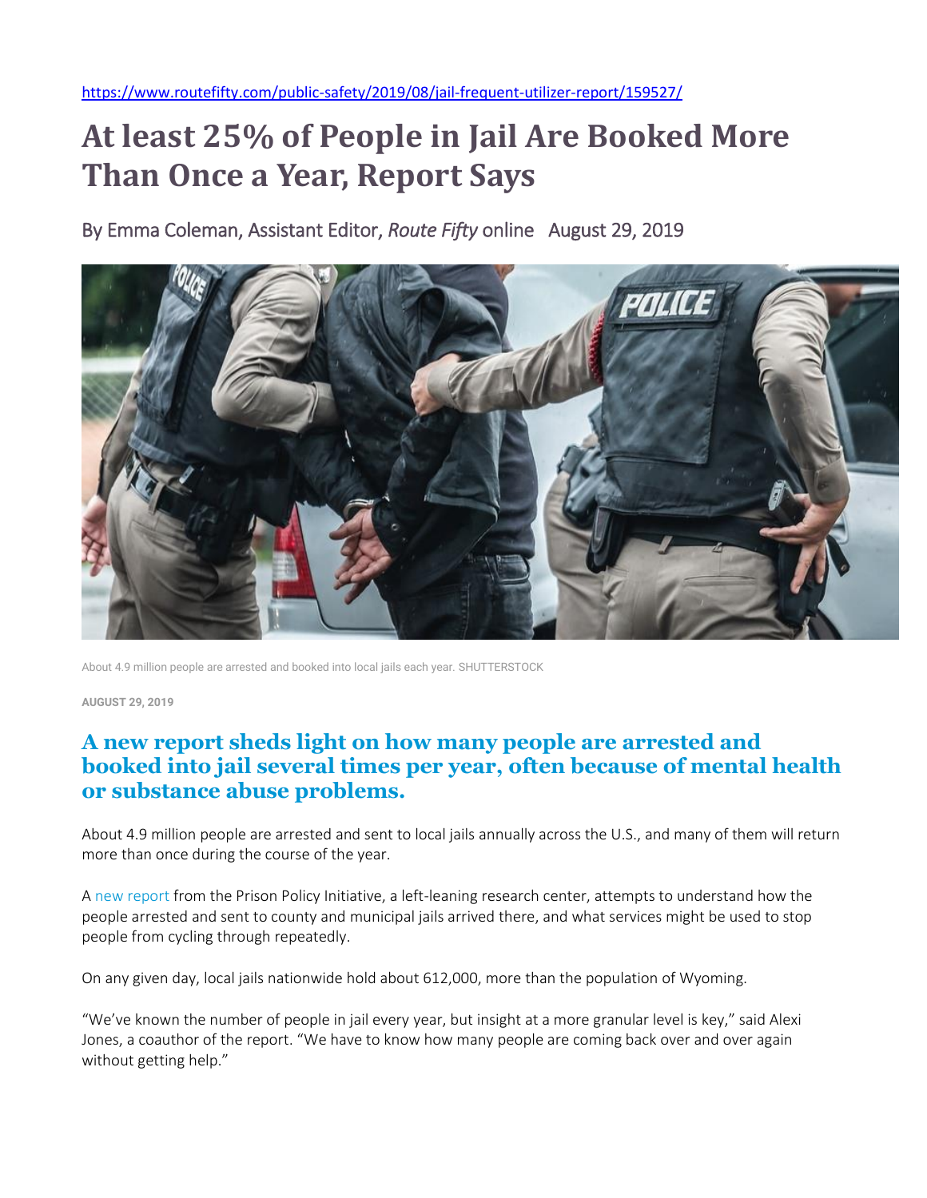https://www.routefifty.com/public-safety/2019/08/jail-frequent-utilizer-report/159527/

# At least 25% of People in Jail Are Booked More Than Once a Year, Report Says

By Emma Coleman, Assistant Editor, *Route Fifty* online August 29, 2019

About 4.9 million people are arrested and booked into local jails each year. SHUTTERSTOCK

AUGUST 29, 2019

## A new report sheds light on how many people are arrested and booked into jail several times per year, often because of mental health or substance abuse problems.

About 4.9 million people are arrested and sent to local jails annually across the U.S., and many of them will return more than once during the course of the year.

A new report from the Prison Policy Initiative, a left-leaning research center, attempts to understand how the people arrested and sent to county and municipal jails arrived there, and what services might be used to stop people from cycling through repeatedly.

On any given day, local jails nationwide hold about 612,000, more than the population of Wyoming.

"We've known the number of people in jail every year, but insight at a more granular level is key," said Alexi Jones, a coauthor of the report. "We have to know how many people are coming back over and over again without getting help."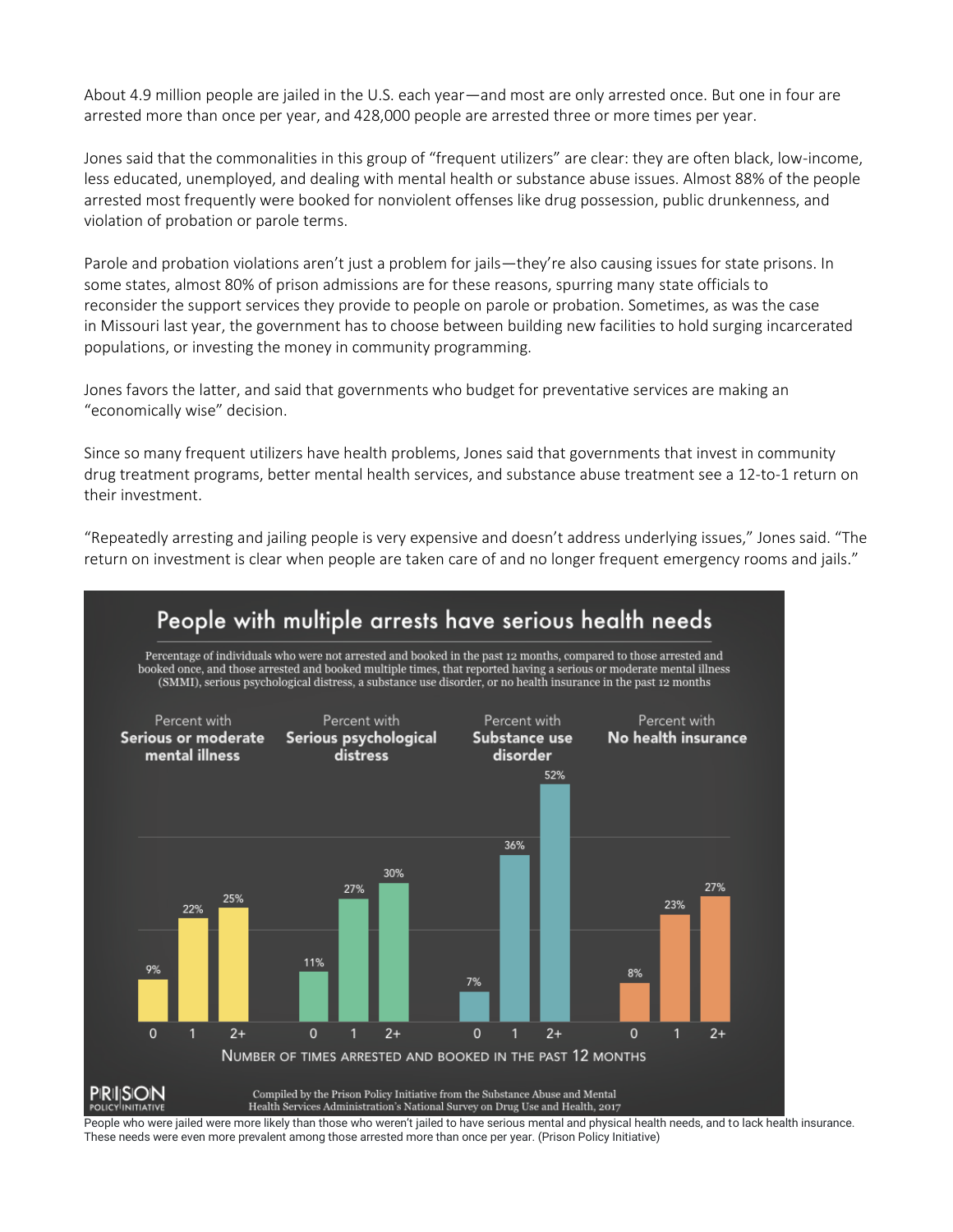About 4.9 million people are jailed in the U.S. each year—and most are only arrested once. But one in four are arrested more than once per year, and 428,000 people are arrested three or more times per year.

Jones said that the commonalities in this group of "frequent utilizers" are clear: they are often black, low-income, less educated, unemployed, and dealing with mental health or substance abuse issues. Almost 88% of the people arrested most frequently were booked for nonviolent offenses like drug possession, public drunkenness, and violation of probation or parole terms.

Parole and probation violations aren't just a problem for jails—they're also causing issues for state prisons. In some states, almost 80% of prison admissions are for these reasons, spurring many state officials to reconsider the support services they provide to people on parole or probation. Sometimes, as was the case in Missouri last year, the government has to choose between building new facilities to hold surging incarcerated populations, or investing the money in community programming.

Jones favors the latter, and said that governments who budget for preventative services are making an "economically wise" decision.

Since so many frequent utilizers have health problems, Jones said that governments that invest in community drug treatment programs, better mental health services, and substance abuse treatment see a 12-to-1 return on their investment.

"Repeatedly arresting and jailing people is very expensive and doesn't address underlying issues," Jones said. "The return on investment is clear when people are taken care of and no longer frequent emergency rooms and jails."

**People with multiple arrests have serious health needs**

Percentage of individuals who were not arrested and booked in the past 12 months, compared to those arrested and booked once, and those arrested and booked multiple times, that reported having a serious or moderate mental illness (SMMI), serious psychological distress, a substance use disorder, or no health insurance in the past 12 months

| Number of times arrested and booked in the past 12 months | Percent with Serious or moderate mental illness | Percent with Serious psychological distress | Percent with Substance use disorder | Percent with No health insurance |
|---|---|---|---|---|
| 0 | 9% | 11% | 7% | 8% |
| 1 | 22% | 27% | 36% | 23% |
| 2+ | 25% | 30% | 52% | 27% |

Compiled by the Prison Policy Initiative from the Substance Abuse and Mental Health Services Administration's National Survey on Drug Use and Health, 2017

People who were jailed were more likely than those who weren't jailed to have serious mental and physical health needs, and to lack health insurance. These needs were even more prevalent among those arrested more than once per year. (Prison Policy Initiative)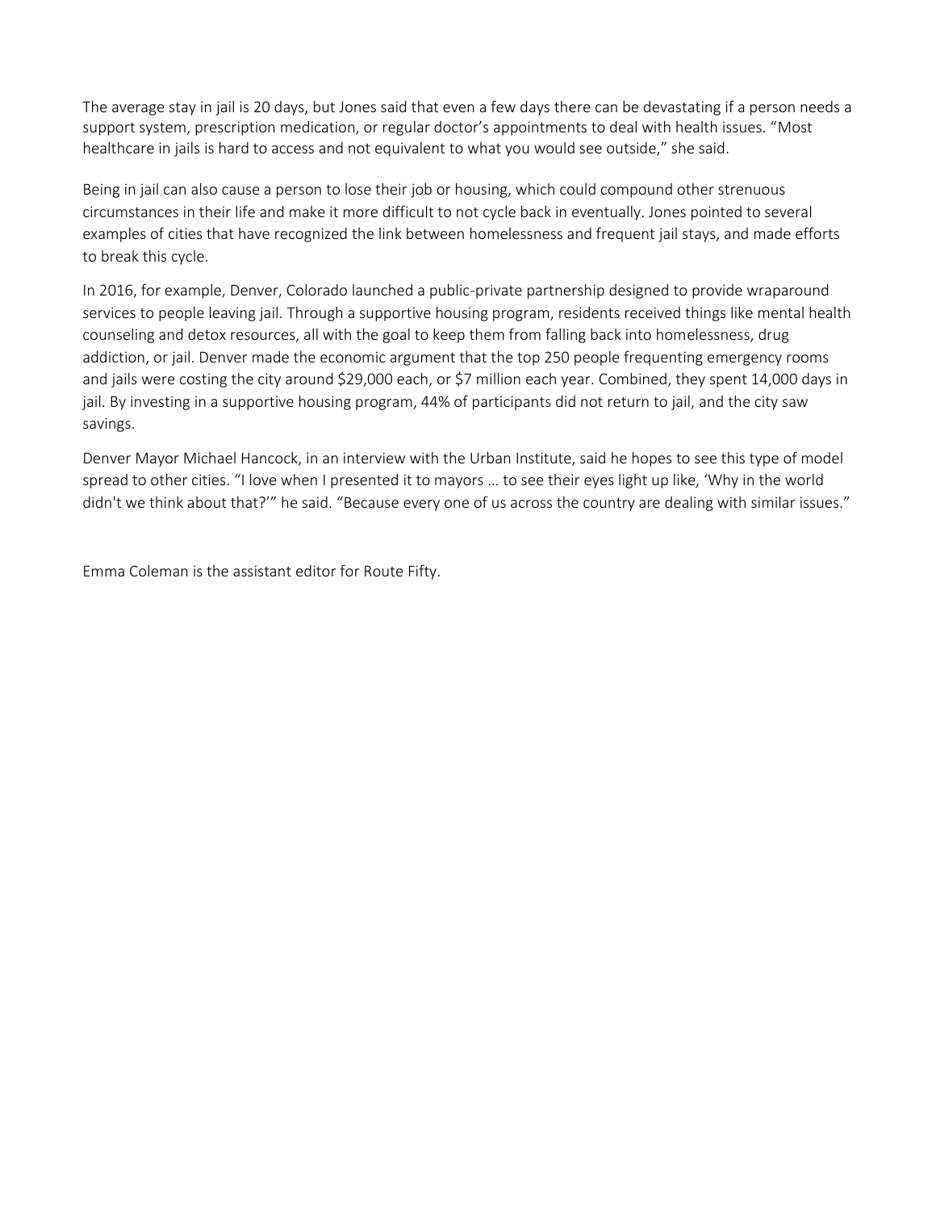The average stay in jail is 20 days, but Jones said that even a few days there can be devastating if a person needs a support system, prescription medication, or regular doctor's appointments to deal with health issues. "Most healthcare in jails is hard to access and not equivalent to what you would see outside," she said.

Being in jail can also cause a person to lose their job or housing, which could compound other strenuous circumstances in their life and make it more difficult to not cycle back in eventually. Jones pointed to several examples of cities that have recognized the link between homelessness and frequent jail stays, and made efforts to break this cycle.

In 2016, for example, Denver, Colorado launched a public-private partnership designed to provide wraparound services to people leaving jail. Through a supportive housing program, residents received things like mental health counseling and detox resources, all with the goal to keep them from falling back into homelessness, drug addiction, or jail. Denver made the economic argument that the top 250 people frequenting emergency rooms and jails were costing the city around $29,000 each, or $7 million each year. Combined, they spent 14,000 days in jail. By investing in a supportive housing program, 44% of participants did not return to jail, and the city saw savings.

Denver Mayor Michael Hancock, in an interview with the Urban Institute, said he hopes to see this type of model spread to other cities. "I love when I presented it to mayors … to see their eyes light up like, 'Why in the world didn't we think about that?'" he said. "Because every one of us across the country are dealing with similar issues."

Emma Coleman is the assistant editor for Route Fifty.